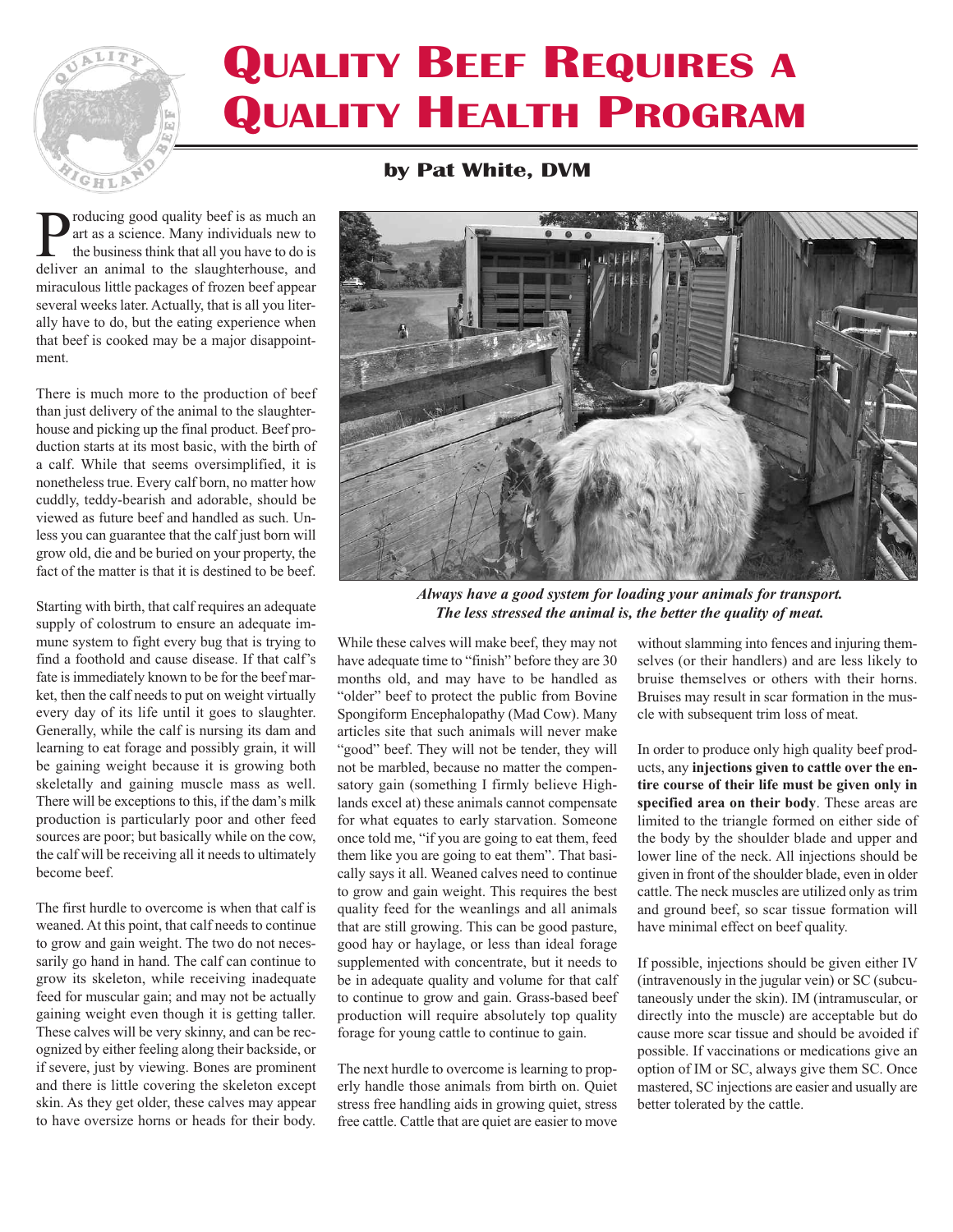# Quality Beef Requires a Quality Health Program

**by Pat White, DVM**

Producing good quality beef is as much an art as a science. Many individuals new to the business think that all you have to do is deliver an animal to the slaughterhouse, and miraculous little packages of frozen beef appear several weeks later. Actually, that is all you literally have to do, but the eating experience when that beef is cooked may be a major disappointment.

There is much more to the production of beef than just delivery of the animal to the slaughterhouse and picking up the final product. Beef production starts at its most basic, with the birth of a calf. While that seems oversimplified, it is nonetheless true. Every calf born, no matter how cuddly, teddy-bearish and adorable, should be viewed as future beef and handled as such. Unless you can guarantee that the calf just born will grow old, die and be buried on your property, the fact of the matter is that it is destined to be beef.

Starting with birth, that calf requires an adequate supply of colostrum to ensure an adequate immune system to fight every bug that is trying to find a foothold and cause disease. If that calf's fate is immediately known to be for the beef market, then the calf needs to put on weight virtually every day of its life until it goes to slaughter. Generally, while the calf is nursing its dam and learning to eat forage and possibly grain, it will be gaining weight because it is growing both skeletally and gaining muscle mass as well. There will be exceptions to this, if the dam's milk production is particularly poor and other feed sources are poor; but basically while on the cow, the calf will be receiving all it needs to ultimately become beef.

The first hurdle to overcome is when that calf is weaned. At this point, that calf needs to continue to grow and gain weight. The two do not necessarily go hand in hand. The calf can continue to grow its skeleton, while receiving inadequate feed for muscular gain; and may not be actually gaining weight even though it is getting taller. These calves will be very skinny, and can be recognized by either feeling along their backside, or if severe, just by viewing. Bones are prominent and there is little covering the skeleton except skin. As they get older, these calves may appear to have oversize horns or heads for their body.

*Always have a good system for loading your animals for transport. The less stressed the animal is, the better the quality of meat.*

While these calves will make beef, they may not have adequate time to "finish" before they are 30 months old, and may have to be handled as "older" beef to protect the public from Bovine Spongiform Encephalopathy (Mad Cow). Many articles site that such animals will never make "good" beef. They will not be tender, they will not be marbled, because no matter the compensatory gain (something I firmly believe Highlands excel at) these animals cannot compensate for what equates to early starvation. Someone once told me, "if you are going to eat them, feed them like you are going to eat them". That basically says it all. Weaned calves need to continue to grow and gain weight. This requires the best quality feed for the weanlings and all animals that are still growing. This can be good pasture, good hay or haylage, or less than ideal forage supplemented with concentrate, but it needs to be in adequate quality and volume for that calf to continue to grow and gain. Grass-based beef production will require absolutely top quality forage for young cattle to continue to gain.

The next hurdle to overcome is learning to properly handle those animals from birth on. Quiet stress free handling aids in growing quiet, stress free cattle. Cattle that are quiet are easier to move without slamming into fences and injuring themselves (or their handlers) and are less likely to bruise themselves or others with their horns. Bruises may result in scar formation in the muscle with subsequent trim loss of meat.

In order to produce only high quality beef products, any **injections given to cattle over the entire course of their life must be given only in specified area on their body**. These areas are limited to the triangle formed on either side of the body by the shoulder blade and upper and lower line of the neck. All injections should be given in front of the shoulder blade, even in older cattle. The neck muscles are utilized only as trim and ground beef, so scar tissue formation will have minimal effect on beef quality.

If possible, injections should be given either IV (intravenously in the jugular vein) or SC (subcutaneously under the skin). IM (intramuscular, or directly into the muscle) are acceptable but do cause more scar tissue and should be avoided if possible. If vaccinations or medications give an option of IM or SC, always give them SC. Once mastered, SC injections are easier and usually are better tolerated by the cattle.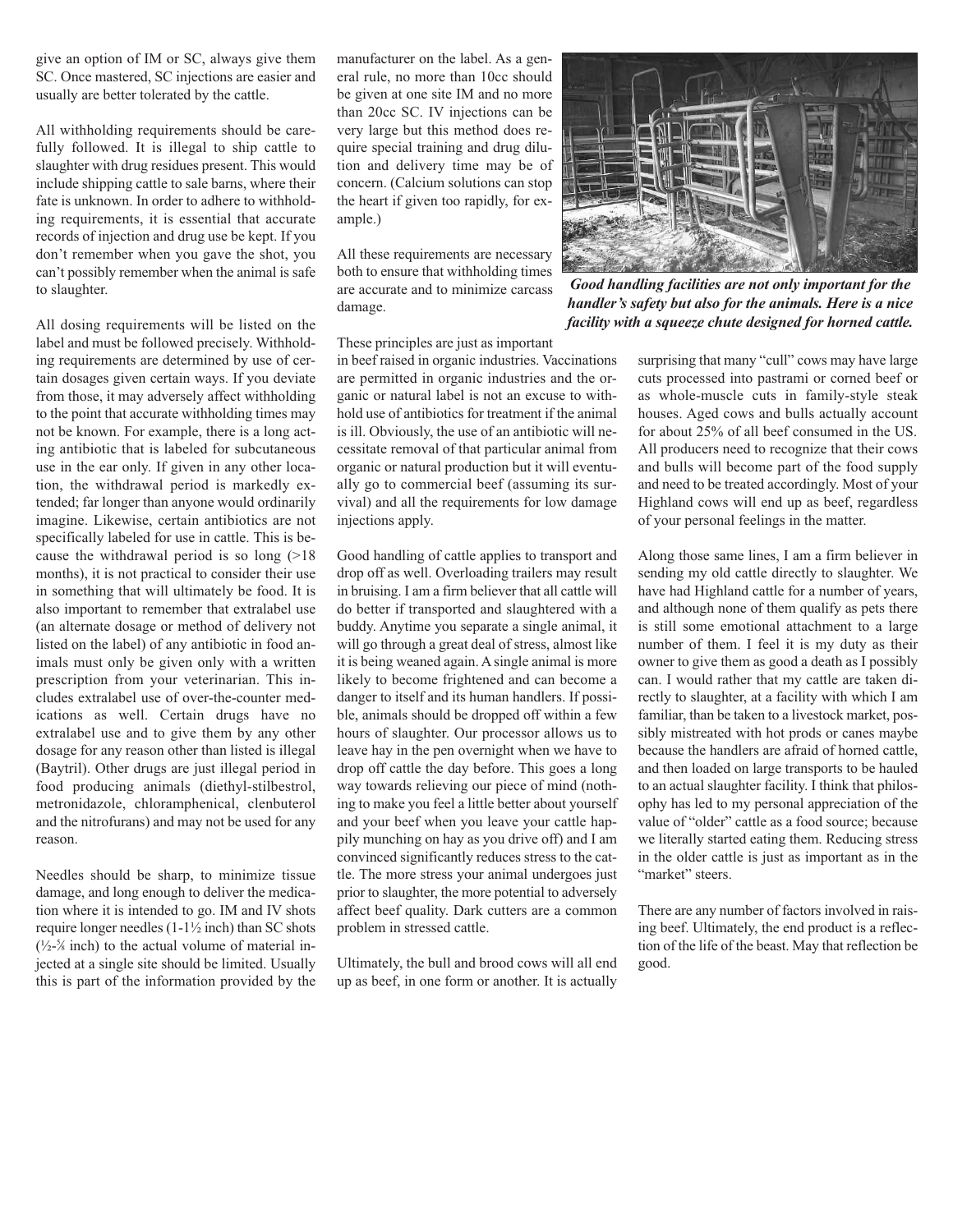give an option of IM or SC, always give them SC. Once mastered, SC injections are easier and usually are better tolerated by the cattle.

All withholding requirements should be carefully followed. It is illegal to ship cattle to slaughter with drug residues present. This would include shipping cattle to sale barns, where their fate is unknown. In order to adhere to withholding requirements, it is essential that accurate records of injection and drug use be kept. If you don't remember when you gave the shot, you can't possibly remember when the animal is safe to slaughter.

All dosing requirements will be listed on the label and must be followed precisely. Withholding requirements are determined by use of certain dosages given certain ways. If you deviate from those, it may adversely affect withholding to the point that accurate withholding times may not be known. For example, there is a long acting antibiotic that is labeled for subcutaneous use in the ear only. If given in any other location, the withdrawal period is markedly extended; far longer than anyone would ordinarily imagine. Likewise, certain antibiotics are not specifically labeled for use in cattle. This is because the withdrawal period is so long (>18 months), it is not practical to consider their use in something that will ultimately be food. It is also important to remember that extralabel use (an alternate dosage or method of delivery not listed on the label) of any antibiotic in food animals must only be given only with a written prescription from your veterinarian. This includes extralabel use of over-the-counter medications as well. Certain drugs have no extralabel use and to give them by any other dosage for any reason other than listed is illegal (Baytril). Other drugs are just illegal period in food producing animals (diethyl-stilbestrol, metronidazole, chloramphenical, clenbuterol and the nitrofurans) and may not be used for any reason.

Needles should be sharp, to minimize tissue damage, and long enough to deliver the medication where it is intended to go. IM and IV shots require longer needles (1-1½ inch) than SC shots (½-⅝ inch) to the actual volume of material injected at a single site should be limited. Usually this is part of the information provided by the manufacturer on the label. As a general rule, no more than 10cc should be given at one site IM and no more than 20cc SC. IV injections can be very large but this method does require special training and drug dilution and delivery time may be of concern. (Calcium solutions can stop the heart if given too rapidly, for example.)

All these requirements are necessary both to ensure that withholding times are accurate and to minimize carcass damage.

*Good handling facilities are not only important for the handler's safety but also for the animals. Here is a nice facility with a squeeze chute designed for horned cattle.*

These principles are just as important in beef raised in organic industries. Vaccinations are permitted in organic industries and the organic or natural label is not an excuse to withhold use of antibiotics for treatment if the animal is ill. Obviously, the use of an antibiotic will necessitate removal of that particular animal from organic or natural production but it will eventually go to commercial beef (assuming its survival) and all the requirements for low damage injections apply.

Good handling of cattle applies to transport and drop off as well. Overloading trailers may result in bruising. I am a firm believer that all cattle will do better if transported and slaughtered with a buddy. Anytime you separate a single animal, it will go through a great deal of stress, almost like it is being weaned again. A single animal is more likely to become frightened and can become a danger to itself and its human handlers. If possible, animals should be dropped off within a few hours of slaughter. Our processor allows us to leave hay in the pen overnight when we have to drop off cattle the day before. This goes a long way towards relieving our piece of mind (nothing to make you feel a little better about yourself and your beef when you leave your cattle happily munching on hay as you drive off) and I am convinced significantly reduces stress to the cattle. The more stress your animal undergoes just prior to slaughter, the more potential to adversely affect beef quality. Dark cutters are a common problem in stressed cattle.

Ultimately, the bull and brood cows will all end up as beef, in one form or another. It is actually surprising that many "cull" cows may have large cuts processed into pastrami or corned beef or as whole-muscle cuts in family-style steak houses. Aged cows and bulls actually account for about 25% of all beef consumed in the US. All producers need to recognize that their cows and bulls will become part of the food supply and need to be treated accordingly. Most of your Highland cows will end up as beef, regardless of your personal feelings in the matter.

Along those same lines, I am a firm believer in sending my old cattle directly to slaughter. We have had Highland cattle for a number of years, and although none of them qualify as pets there is still some emotional attachment to a large number of them. I feel it is my duty as their owner to give them as good a death as I possibly can. I would rather that my cattle are taken directly to slaughter, at a facility with which I am familiar, than be taken to a livestock market, possibly mistreated with hot prods or canes maybe because the handlers are afraid of horned cattle, and then loaded on large transports to be hauled to an actual slaughter facility. I think that philosophy has led to my personal appreciation of the value of "older" cattle as a food source; because we literally started eating them. Reducing stress in the older cattle is just as important as in the "market" steers.

There are any number of factors involved in raising beef. Ultimately, the end product is a reflection of the life of the beast. May that reflection be good.